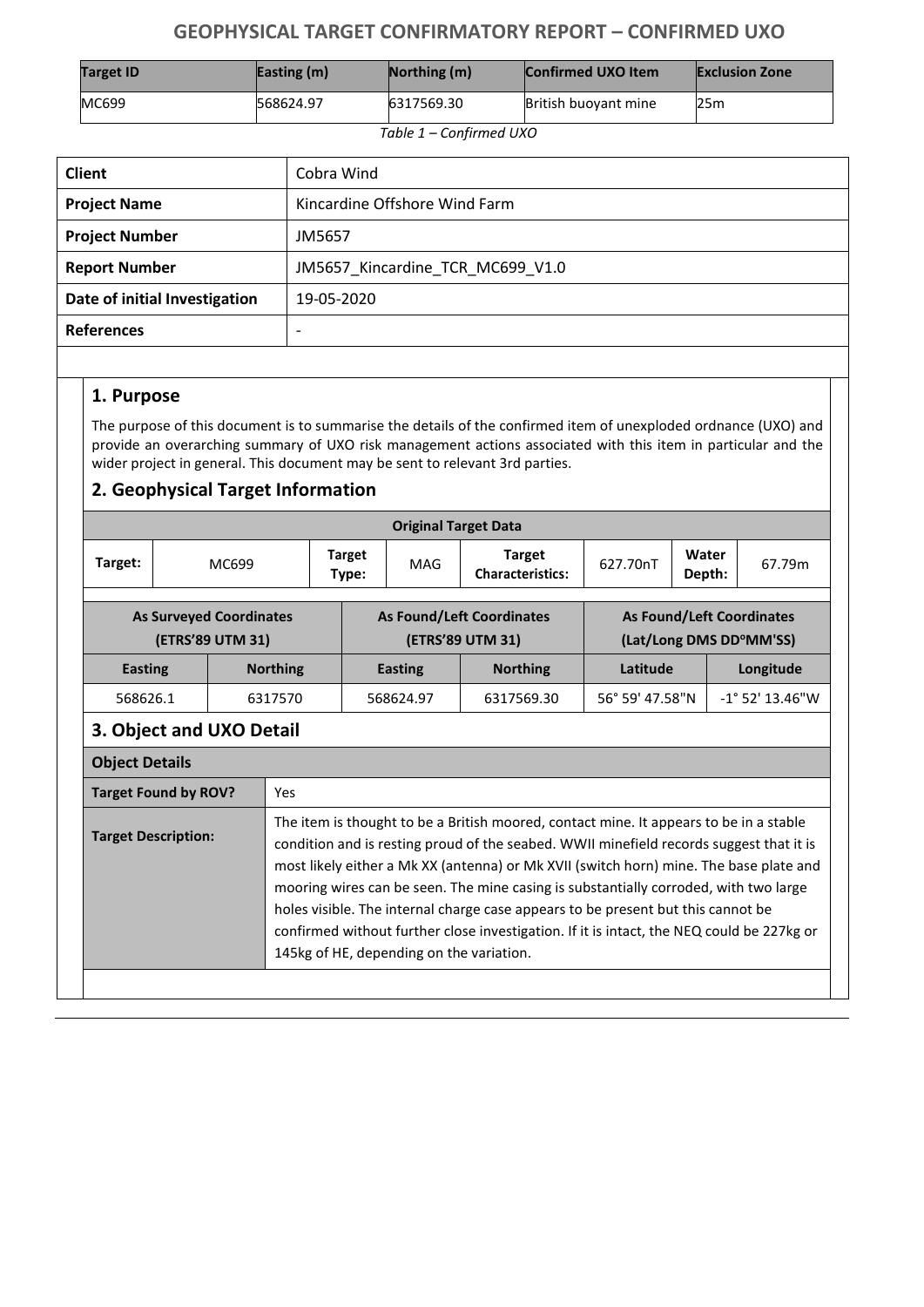# GEOPHYSICAL TARGET CONFIRMATORY REPORT – CONFIRMED UXO

| Target ID | Easting (m) | Northing (m) | Confirmed UXO Item | Exclusion Zone |
|---|---|---|---|---|
| MC699 | 568624.97 | 6317569.30 | British buoyant mine | 25m |

*Table 1 – Confirmed UXO*

| Client | Cobra Wind |
|---|---|
| **Project Name** | Kincardine Offshore Wind Farm |
| **Project Number** | JM5657 |
| **Report Number** | JM5657_Kincardine_TCR_MC699_V1.0 |
| **Date of initial Investigation** | 19-05-2020 |
| **References** | - |

## 1. Purpose

The purpose of this document is to summarise the details of the confirmed item of unexploded ordnance (UXO) and provide an overarching summary of UXO risk management actions associated with this item in particular and the wider project in general. This document may be sent to relevant 3rd parties.

## 2. Geophysical Target Information

| Original Target Data | | | | | | | |
|---|---|---|---|---|---|---|---|
| **Target:** | MC699 | **Target Type:** | MAG | **Target Characteristics:** | 627.70nT | **Water Depth:** | 67.79m |

| As Surveyed Coordinates (ETRS'89 UTM 31) | | As Found/Left Coordinates (ETRS'89 UTM 31) | | As Found/Left Coordinates (Lat/Long DMS DD°MM'SS) | |
|---|---|---|---|---|---|
| **Easting** | **Northing** | **Easting** | **Northing** | **Latitude** | **Longitude** |
| 568626.1 | 6317570 | 568624.97 | 6317569.30 | 56° 59' 47.58"N | -1° 52' 13.46"W |

## 3. Object and UXO Detail

| Object Details | |
|---|---|
| **Target Found by ROV?** | Yes |
| **Target Description:** | The item is thought to be a British moored, contact mine. It appears to be in a stable condition and is resting proud of the seabed. WWII minefield records suggest that it is most likely either a Mk XX (antenna) or Mk XVII (switch horn) mine. The base plate and mooring wires can be seen. The mine casing is substantially corroded, with two large holes visible. The internal charge case appears to be present but this cannot be confirmed without further close investigation. If it is intact, the NEQ could be 227kg or 145kg of HE, depending on the variation. |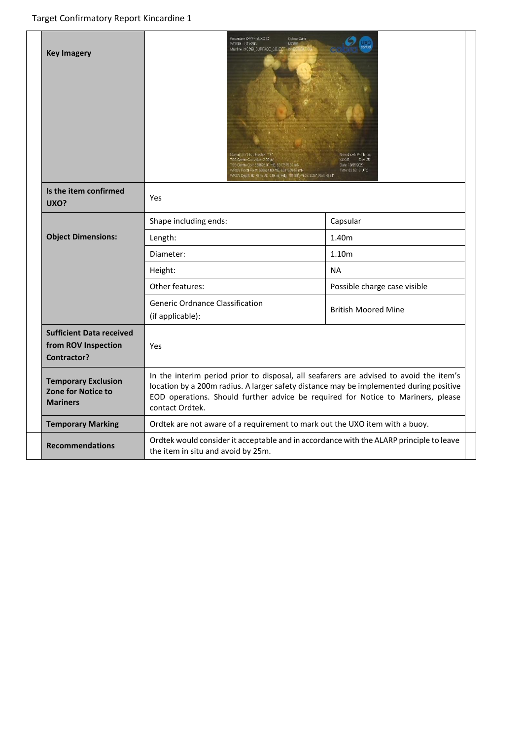| Key Imagery | | |
|---|---|---|
| Is the item confirmed UXO? | Yes | |
| Object Dimensions: | Shape including ends: | Capsular |
| | Length: | 1.40m |
| | Diameter: | 1.10m |
| | Height: | NA |
| | Other features: | Possible charge case visible |
| | Generic Ordnance Classification (if applicable): | British Moored Mine |
| Sufficient Data received from ROV Inspection Contractor? | Yes | |
| Temporary Exclusion Zone for Notice to Mariners | In the interim period prior to disposal, all seafarers are advised to avoid the item's location by a 200m radius. A larger safety distance may be implemented during positive EOD operations. Should further advice be required for Notice to Mariners, please contact Ordtek. | |
| Temporary Marking | Ordtek are not aware of a requirement to mark out the UXO item with a buoy. | |
| Recommendations | Ordtek would consider it acceptable and in accordance with the ALARP principle to leave the item in situ and avoid by 25m. | |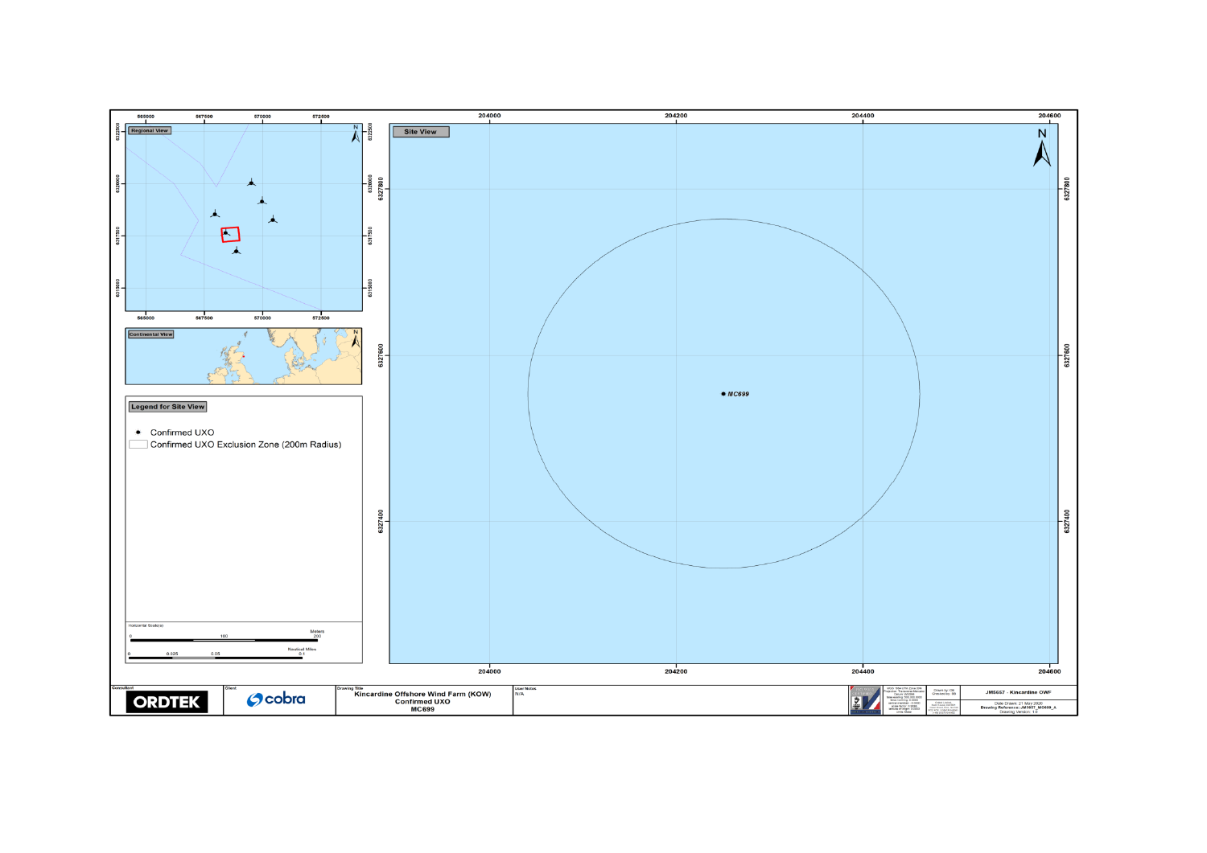Regional View

565000 567500 570000 572500

6322500 6320000 6317500 6315000

Continental View

Site View

204000 204200 204400 204600

6327800 6327600 6327400

MC699

Legend for Site View

- Confirmed UXO
- Confirmed UXO Exclusion Zone (200m Radius)

Horizontal Scale(s)

Meters 0 100 200

Nautical Miles 0 0.025 0.05 0.1

Consultant: ORDTEK

Client: cobra

Drawing Title: Kincardine Offshore Wind Farm (KOW) Confirmed UXO MC699

User Notes: N/A

JM5657 - Kincardine OWF

Date Drawn: 21 May 2020

Drawing Reference: JM5657_MC699_A

Drawing Version: 1.0